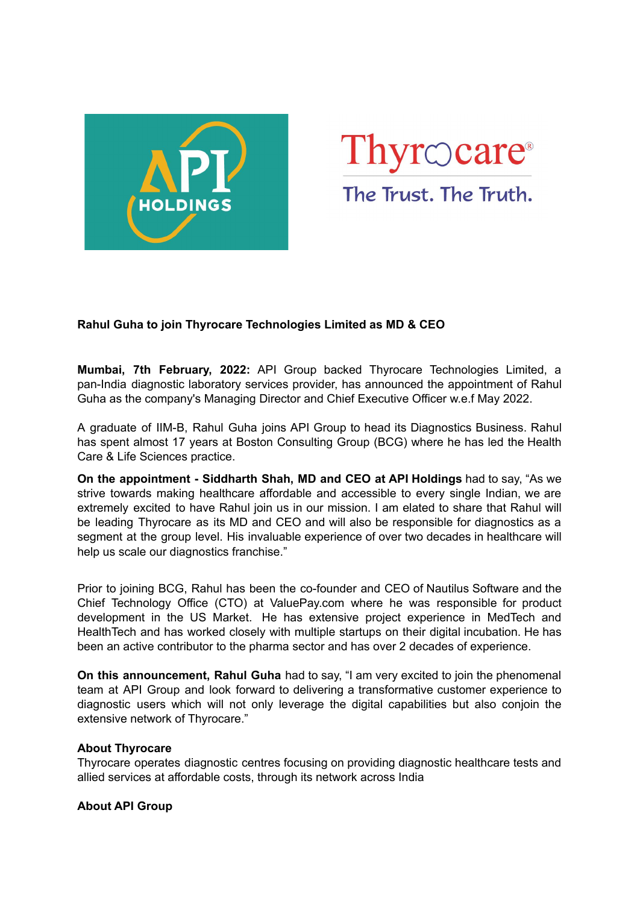**Rahul Guha to join Thyrocare Technologies Limited as MD & CEO**

**Mumbai, 7th February, 2022:** API Group backed Thyrocare Technologies Limited, a pan-India diagnostic laboratory services provider, has announced the appointment of Rahul Guha as the company's Managing Director and Chief Executive Officer w.e.f May 2022.

A graduate of IIM-B, Rahul Guha joins API Group to head its Diagnostics Business. Rahul has spent almost 17 years at Boston Consulting Group (BCG) where he has led the Health Care & Life Sciences practice.

**On the appointment - Siddharth Shah, MD and CEO at API Holdings** had to say, "As we strive towards making healthcare affordable and accessible to every single Indian, we are extremely excited to have Rahul join us in our mission. I am elated to share that Rahul will be leading Thyrocare as its MD and CEO and will also be responsible for diagnostics as a segment at the group level. His invaluable experience of over two decades in healthcare will help us scale our diagnostics franchise."

Prior to joining BCG, Rahul has been the co-founder and CEO of Nautilus Software and the Chief Technology Office (CTO) at ValuePay.com where he was responsible for product development in the US Market. He has extensive project experience in MedTech and HealthTech and has worked closely with multiple startups on their digital incubation. He has been an active contributor to the pharma sector and has over 2 decades of experience.

**On this announcement, Rahul Guha** had to say, "I am very excited to join the phenomenal team at API Group and look forward to delivering a transformative customer experience to diagnostic users which will not only leverage the digital capabilities but also conjoin the extensive network of Thyrocare."

**About Thyrocare**

Thyrocare operates diagnostic centres focusing on providing diagnostic healthcare tests and allied services at affordable costs, through its network across India

**About API Group**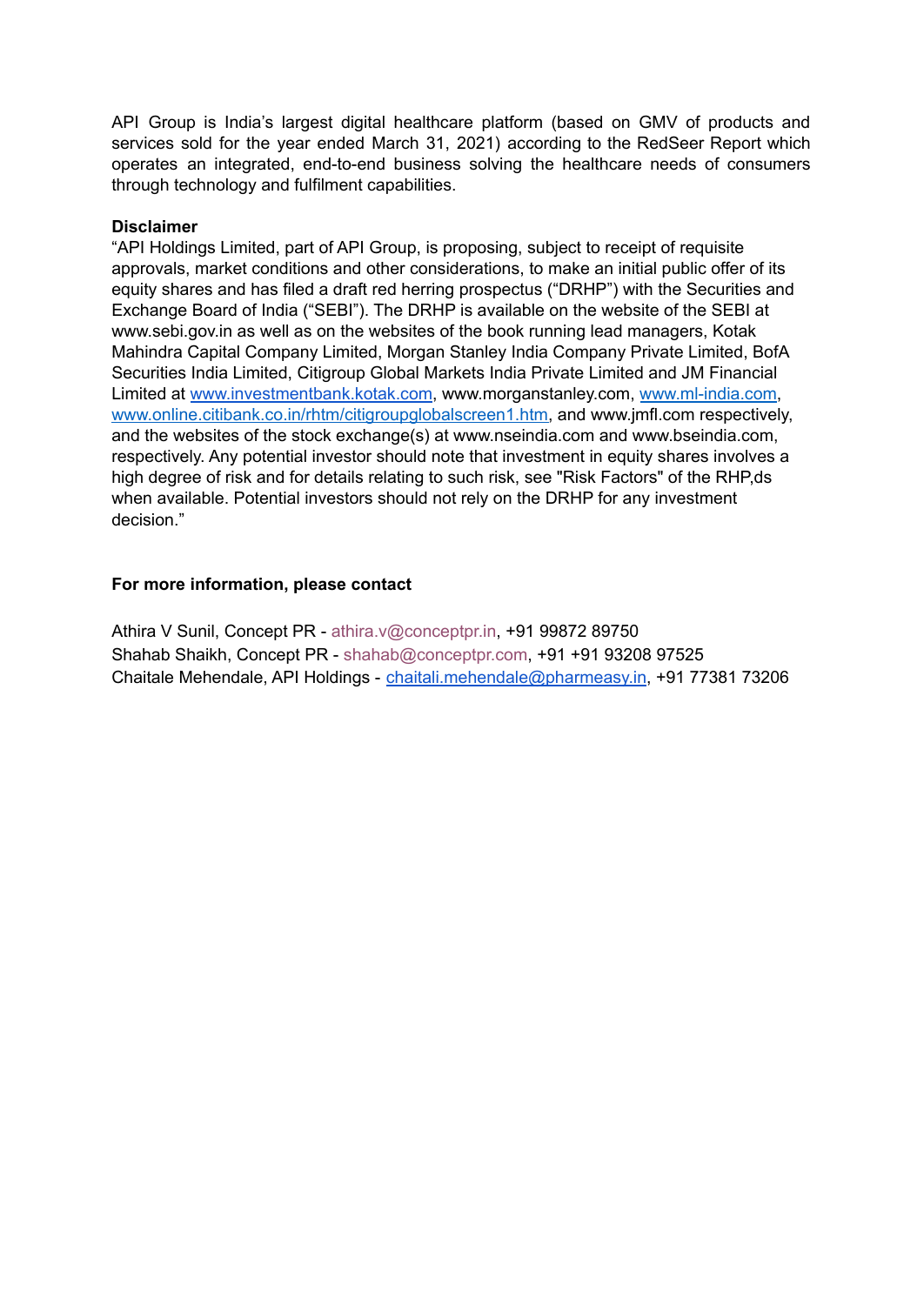API Group is India's largest digital healthcare platform (based on GMV of products and services sold for the year ended March 31, 2021) according to the RedSeer Report which operates an integrated, end-to-end business solving the healthcare needs of consumers through technology and fulfilment capabilities.

**Disclaimer**

"API Holdings Limited, part of API Group, is proposing, subject to receipt of requisite approvals, market conditions and other considerations, to make an initial public offer of its equity shares and has filed a draft red herring prospectus ("DRHP") with the Securities and Exchange Board of India ("SEBI"). The DRHP is available on the website of the SEBI at www.sebi.gov.in as well as on the websites of the book running lead managers, Kotak Mahindra Capital Company Limited, Morgan Stanley India Company Private Limited, BofA Securities India Limited, Citigroup Global Markets India Private Limited and JM Financial Limited at www.investmentbank.kotak.com, www.morganstanley.com, www.ml-india.com, www.online.citibank.co.in/rhtm/citigroupglobalscreen1.htm, and www.jmfl.com respectively, and the websites of the stock exchange(s) at www.nseindia.com and www.bseindia.com, respectively. Any potential investor should note that investment in equity shares involves a high degree of risk and for details relating to such risk, see "Risk Factors" of the RHP,ds when available. Potential investors should not rely on the DRHP for any investment decision."

**For more information, please contact**

Athira V Sunil, Concept PR - athira.v@conceptpr.in, +91 99872 89750
Shahab Shaikh, Concept PR - shahab@conceptpr.com, +91 +91 93208 97525
Chaitale Mehendale, API Holdings - chaitali.mehendale@pharmeasy.in, +91 77381 73206